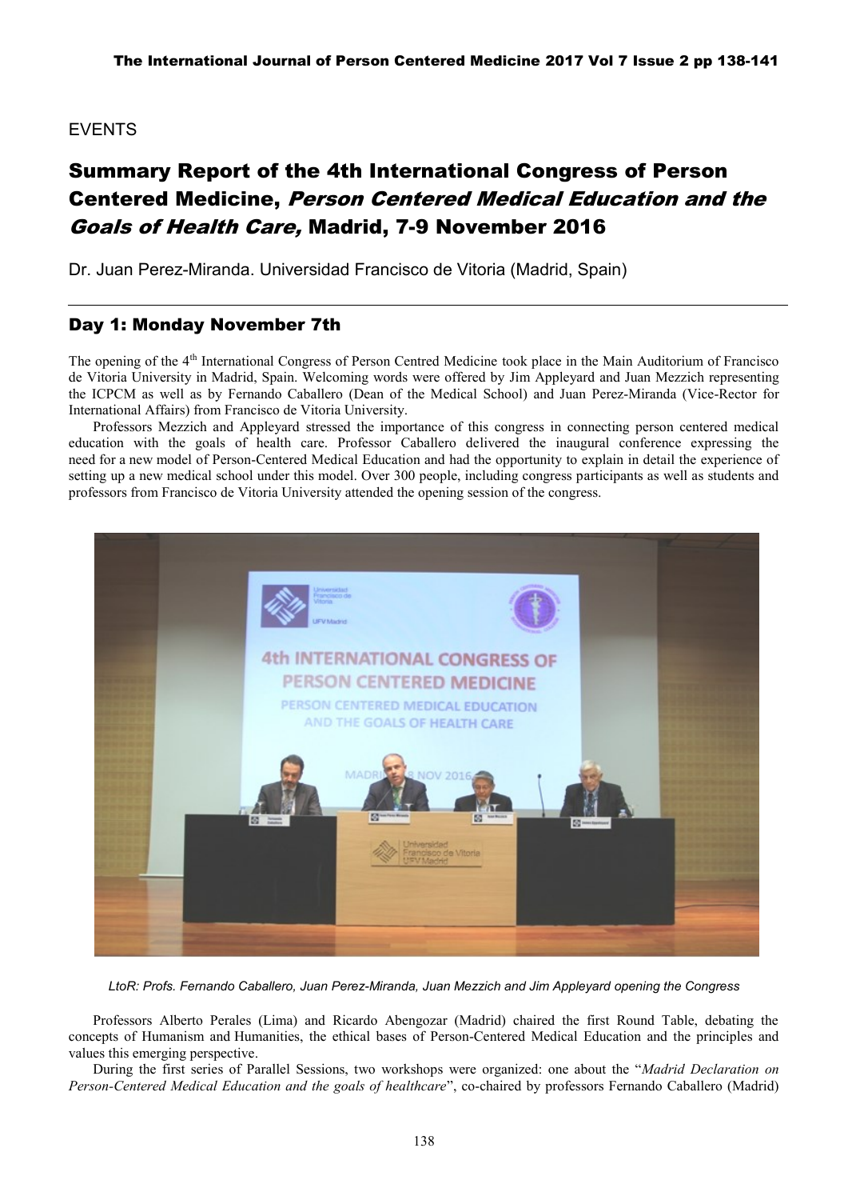EVENTS

# Summary Report of the 4th International Congress of Person Centered Medicine, *Person Centered Medical Education and the Goals of Health Care,* Madrid, 7-9 November 2016

Dr. Juan Perez-Miranda. Universidad Francisco de Vitoria (Madrid, Spain)

## Day 1: Monday November 7th

The opening of the 4th International Congress of Person Centred Medicine took place in the Main Auditorium of Francisco de Vitoria University in Madrid, Spain. Welcoming words were offered by Jim Appleyard and Juan Mezzich representing the ICPCM as well as by Fernando Caballero (Dean of the Medical School) and Juan Perez-Miranda (Vice-Rector for International Affairs) from Francisco de Vitoria University.

Professors Mezzich and Appleyard stressed the importance of this congress in connecting person centered medical education with the goals of health care. Professor Caballero delivered the inaugural conference expressing the need for a new model of Person-Centered Medical Education and had the opportunity to explain in detail the experience of setting up a new medical school under this model. Over 300 people, including congress participants as well as students and professors from Francisco de Vitoria University attended the opening session of the congress.

*LtoR: Profs. Fernando Caballero, Juan Perez-Miranda, Juan Mezzich and Jim Appleyard opening the Congress*

Professors Alberto Perales (Lima) and Ricardo Abengozar (Madrid) chaired the first Round Table, debating the concepts of Humanism and Humanities, the ethical bases of Person-Centered Medical Education and the principles and values this emerging perspective.

During the first series of Parallel Sessions, two workshops were organized: one about the "*Madrid Declaration on Person-Centered Medical Education and the goals of healthcare*", co-chaired by professors Fernando Caballero (Madrid)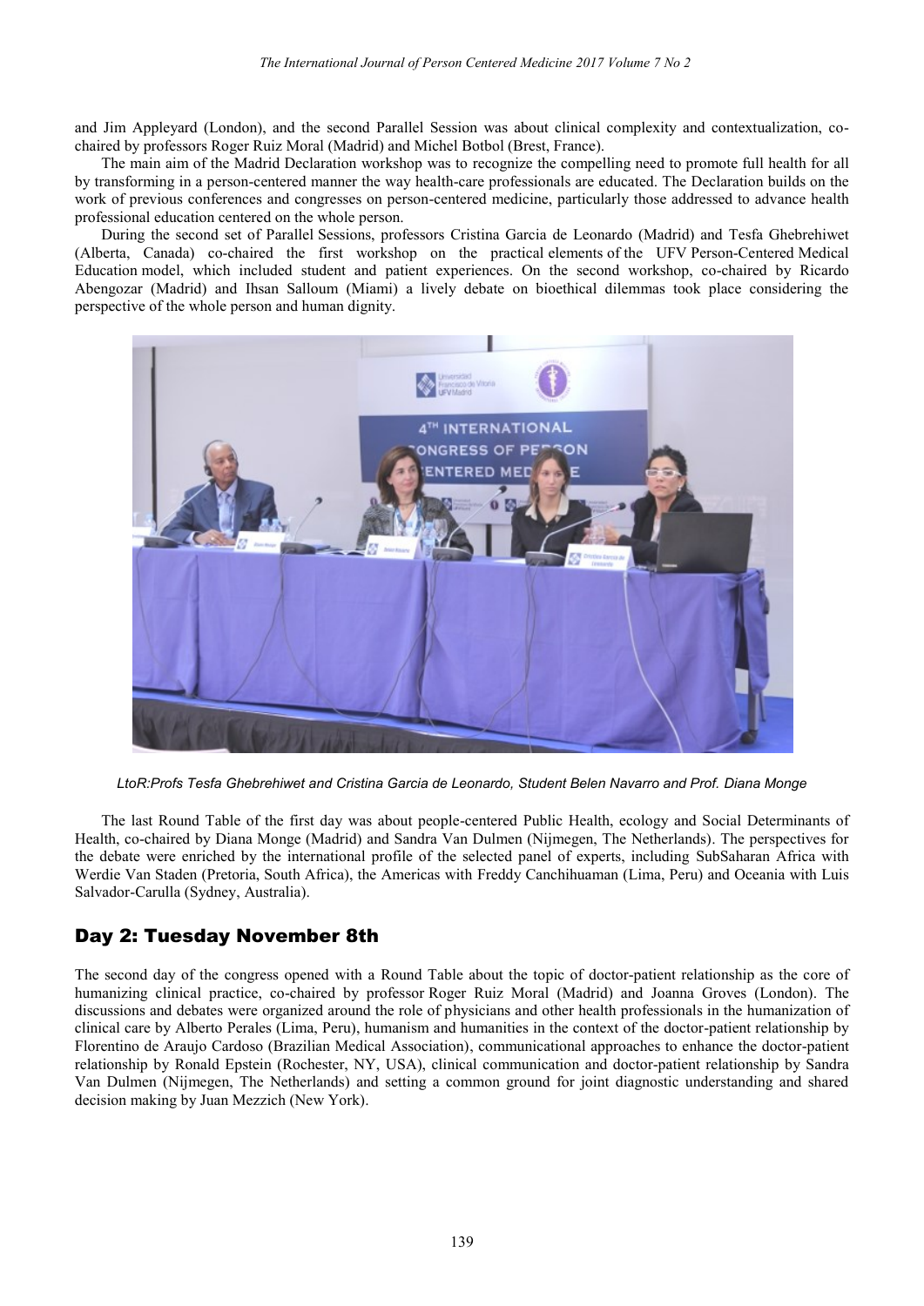and Jim Appleyard (London), and the second Parallel Session was about clinical complexity and contextualization, co-chaired by professors Roger Ruiz Moral (Madrid) and Michel Botbol (Brest, France).

The main aim of the Madrid Declaration workshop was to recognize the compelling need to promote full health for all by transforming in a person-centered manner the way health-care professionals are educated. The Declaration builds on the work of previous conferences and congresses on person-centered medicine, particularly those addressed to advance health professional education centered on the whole person.

During the second set of Parallel Sessions, professors Cristina Garcia de Leonardo (Madrid) and Tesfa Ghebrehiwet (Alberta, Canada) co-chaired the first workshop on the practical elements of the UFV Person-Centered Medical Education model, which included student and patient experiences. On the second workshop, co-chaired by Ricardo Abengozar (Madrid) and Ihsan Salloum (Miami) a lively debate on bioethical dilemmas took place considering the perspective of the whole person and human dignity.

*LtoR:Profs Tesfa Ghebrehiwet and Cristina Garcia de Leonardo, Student Belen Navarro and Prof. Diana Monge*

The last Round Table of the first day was about people-centered Public Health, ecology and Social Determinants of Health, co-chaired by Diana Monge (Madrid) and Sandra Van Dulmen (Nijmegen, The Netherlands). The perspectives for the debate were enriched by the international profile of the selected panel of experts, including SubSaharan Africa with Werdie Van Staden (Pretoria, South Africa), the Americas with Freddy Canchihuaman (Lima, Peru) and Oceania with Luis Salvador-Carulla (Sydney, Australia).

## Day 2: Tuesday November 8th

The second day of the congress opened with a Round Table about the topic of doctor-patient relationship as the core of humanizing clinical practice, co-chaired by professor Roger Ruiz Moral (Madrid) and Joanna Groves (London). The discussions and debates were organized around the role of physicians and other health professionals in the humanization of clinical care by Alberto Perales (Lima, Peru), humanism and humanities in the context of the doctor-patient relationship by Florentino de Araujo Cardoso (Brazilian Medical Association), communicational approaches to enhance the doctor-patient relationship by Ronald Epstein (Rochester, NY, USA), clinical communication and doctor-patient relationship by Sandra Van Dulmen (Nijmegen, The Netherlands) and setting a common ground for joint diagnostic understanding and shared decision making by Juan Mezzich (New York).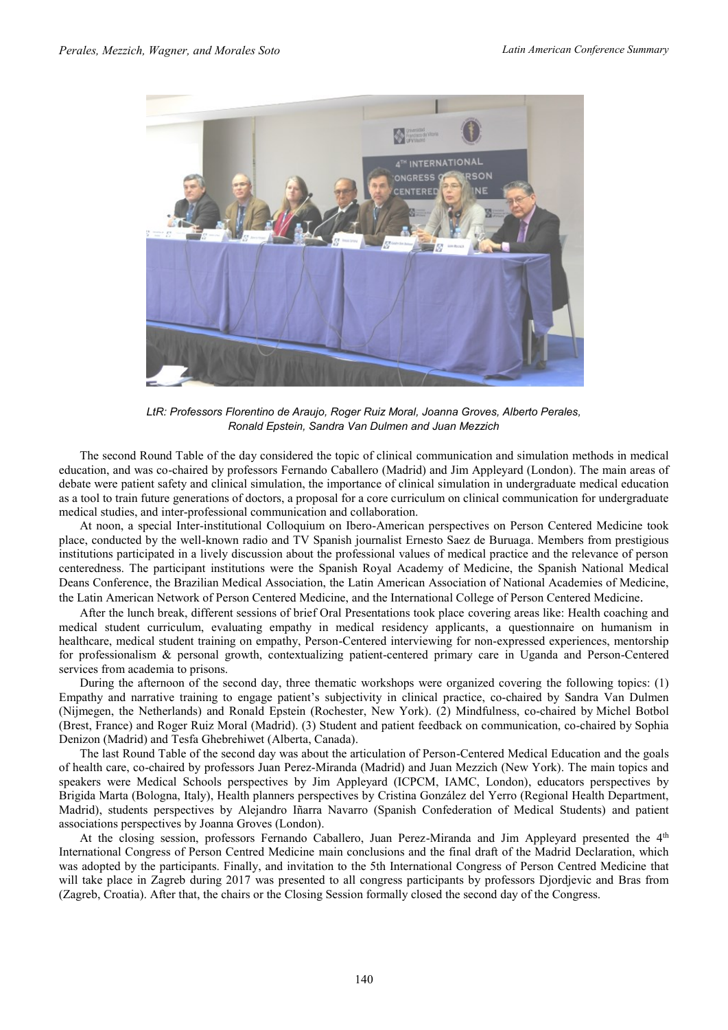*LtR: Professors Florentino de Araujo, Roger Ruiz Moral, Joanna Groves, Alberto Perales, Ronald Epstein, Sandra Van Dulmen and Juan Mezzich*

The second Round Table of the day considered the topic of clinical communication and simulation methods in medical education, and was co-chaired by professors Fernando Caballero (Madrid) and Jim Appleyard (London). The main areas of debate were patient safety and clinical simulation, the importance of clinical simulation in undergraduate medical education as a tool to train future generations of doctors, a proposal for a core curriculum on clinical communication for undergraduate medical studies, and inter-professional communication and collaboration.

At noon, a special Inter-institutional Colloquium on Ibero-American perspectives on Person Centered Medicine took place, conducted by the well-known radio and TV Spanish journalist Ernesto Saez de Buruaga. Members from prestigious institutions participated in a lively discussion about the professional values of medical practice and the relevance of person centeredness. The participant institutions were the Spanish Royal Academy of Medicine, the Spanish National Medical Deans Conference, the Brazilian Medical Association, the Latin American Association of National Academies of Medicine, the Latin American Network of Person Centered Medicine, and the International College of Person Centered Medicine.

After the lunch break, different sessions of brief Oral Presentations took place covering areas like: Health coaching and medical student curriculum, evaluating empathy in medical residency applicants, a questionnaire on humanism in healthcare, medical student training on empathy, Person-Centered interviewing for non-expressed experiences, mentorship for professionalism & personal growth, contextualizing patient-centered primary care in Uganda and Person-Centered services from academia to prisons.

During the afternoon of the second day, three thematic workshops were organized covering the following topics: (1) Empathy and narrative training to engage patient's subjectivity in clinical practice, co-chaired by Sandra Van Dulmen (Nijmegen, the Netherlands) and Ronald Epstein (Rochester, New York). (2) Mindfulness, co-chaired by Michel Botbol (Brest, France) and Roger Ruiz Moral (Madrid). (3) Student and patient feedback on communication, co-chaired by Sophia Denizon (Madrid) and Tesfa Ghebrehiwet (Alberta, Canada).

The last Round Table of the second day was about the articulation of Person-Centered Medical Education and the goals of health care, co-chaired by professors Juan Perez-Miranda (Madrid) and Juan Mezzich (New York). The main topics and speakers were Medical Schools perspectives by Jim Appleyard (ICPCM, IAMC, London), educators perspectives by Brigida Marta (Bologna, Italy), Health planners perspectives by Cristina González del Yerro (Regional Health Department, Madrid), students perspectives by Alejandro Iñarra Navarro (Spanish Confederation of Medical Students) and patient associations perspectives by Joanna Groves (London).

At the closing session, professors Fernando Caballero, Juan Perez-Miranda and Jim Appleyard presented the 4th International Congress of Person Centred Medicine main conclusions and the final draft of the Madrid Declaration, which was adopted by the participants. Finally, and invitation to the 5th International Congress of Person Centred Medicine that will take place in Zagreb during 2017 was presented to all congress participants by professors Djordjevic and Bras from (Zagreb, Croatia). After that, the chairs or the Closing Session formally closed the second day of the Congress.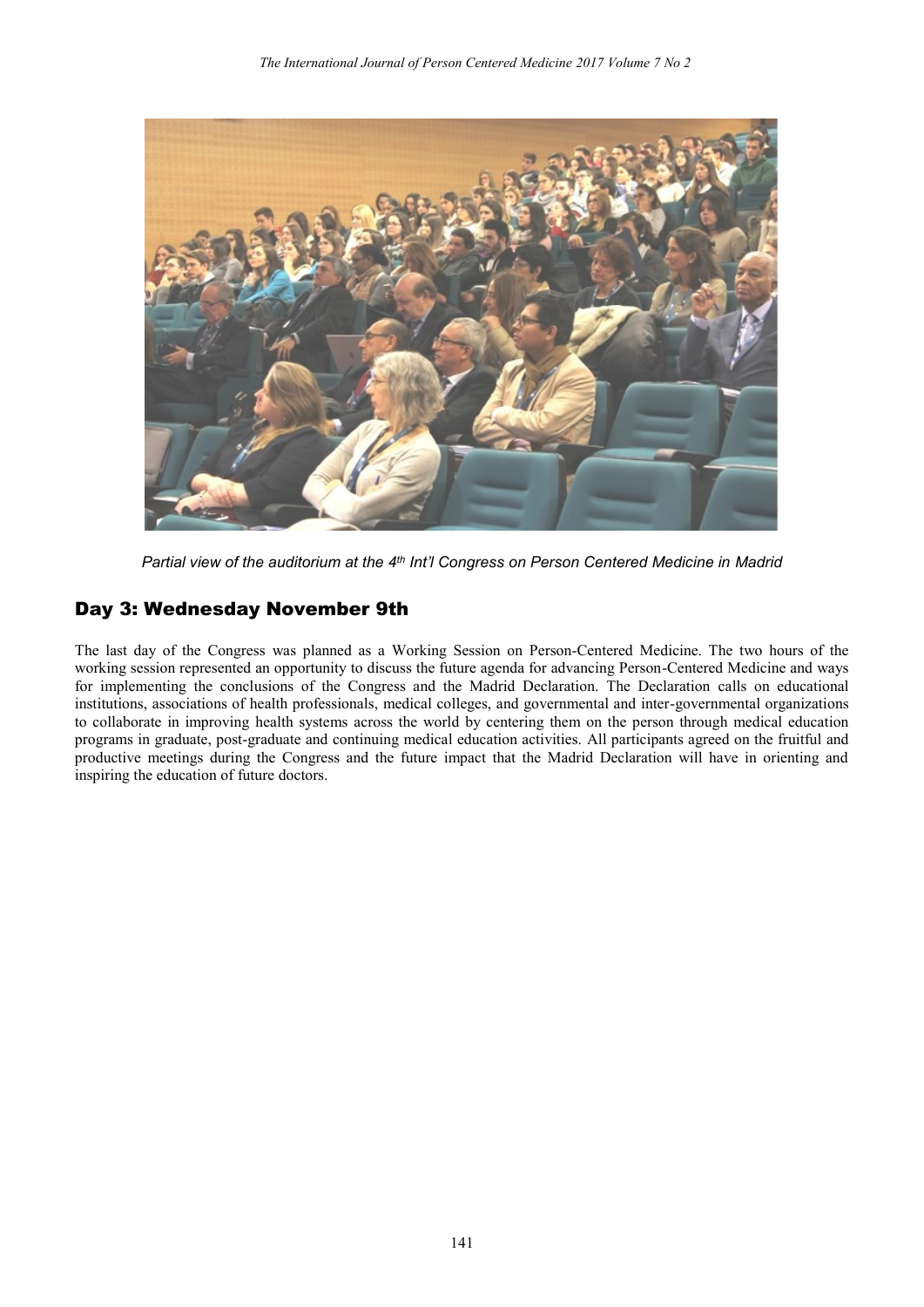*Partial view of the auditorium at the 4th Int'l Congress on Person Centered Medicine in Madrid*

## Day 3: Wednesday November 9th

The last day of the Congress was planned as a Working Session on Person-Centered Medicine. The two hours of the working session represented an opportunity to discuss the future agenda for advancing Person-Centered Medicine and ways for implementing the conclusions of the Congress and the Madrid Declaration. The Declaration calls on educational institutions, associations of health professionals, medical colleges, and governmental and inter-governmental organizations to collaborate in improving health systems across the world by centering them on the person through medical education programs in graduate, post-graduate and continuing medical education activities. All participants agreed on the fruitful and productive meetings during the Congress and the future impact that the Madrid Declaration will have in orienting and inspiring the education of future doctors.